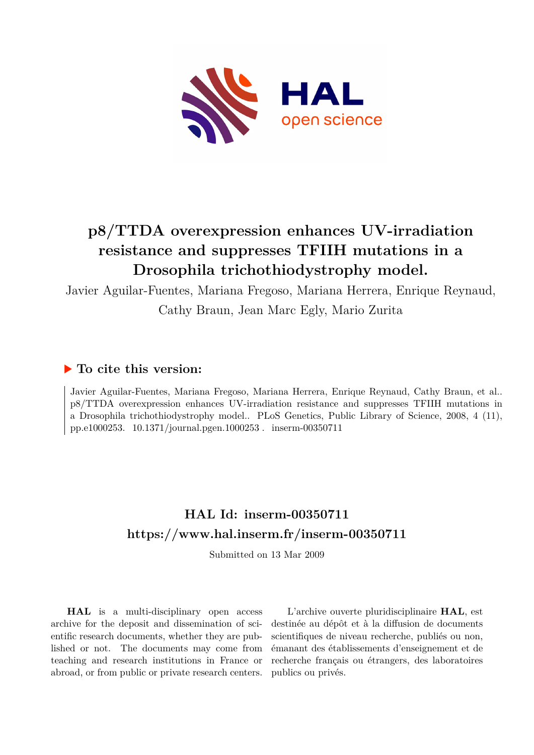# p8/TTDA overexpression enhances UV-irradiation resistance and suppresses TFIIH mutations in a Drosophila trichothiodystrophy model.

Javier Aguilar-Fuentes, Mariana Fregoso, Mariana Herrera, Enrique Reynaud, Cathy Braun, Jean Marc Egly, Mario Zurita

## ▶ To cite this version:

Javier Aguilar-Fuentes, Mariana Fregoso, Mariana Herrera, Enrique Reynaud, Cathy Braun, et al.. p8/TTDA overexpression enhances UV-irradiation resistance and suppresses TFIIH mutations in a Drosophila trichothiodystrophy model.. PLoS Genetics, Public Library of Science, 2008, 4 (11), pp.e1000253. 10.1371/journal.pgen.1000253 . inserm-00350711

## HAL Id: inserm-00350711

## https://www.hal.inserm.fr/inserm-00350711

Submitted on 13 Mar 2009

**HAL** is a multi-disciplinary open access archive for the deposit and dissemination of scientific research documents, whether they are published or not. The documents may come from teaching and research institutions in France or abroad, or from public or private research centers.

L'archive ouverte pluridisciplinaire **HAL**, est destinée au dépôt et à la diffusion de documents scientifiques de niveau recherche, publiés ou non, émanant des établissements d'enseignement et de recherche français ou étrangers, des laboratoires publics ou privés.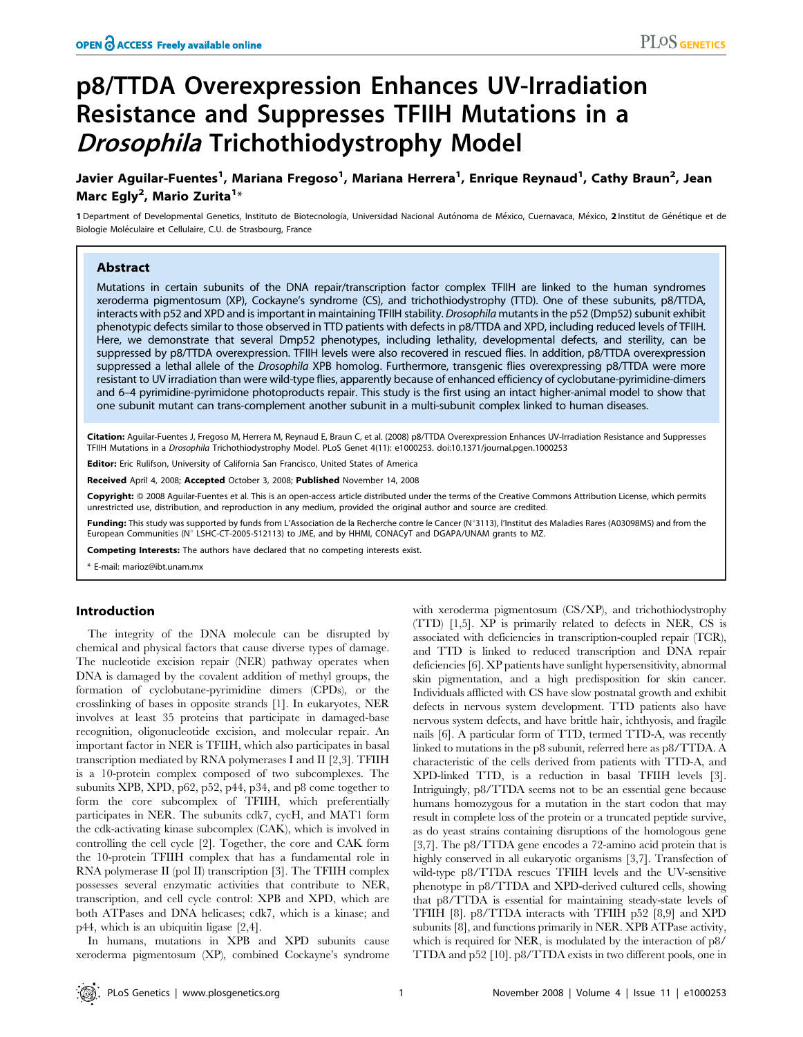# p8/TTDA Overexpression Enhances UV-Irradiation Resistance and Suppresses TFIIH Mutations in a *Drosophila* Trichothiodystrophy Model

**Javier Aguilar-Fuentes[1], Mariana Fregoso[1], Mariana Herrera[1], Enrique Reynaud[1], Cathy Braun[2], Jean Marc Egly[2], Mario Zurita[1]***

1 Department of Developmental Genetics, Instituto de Biotecnología, Universidad Nacional Autónoma de México, Cuernavaca, México, 2 Institut de Génétique et de Biologie Moléculaire et Cellulaire, C.U. de Strasbourg, France

## Abstract

Mutations in certain subunits of the DNA repair/transcription factor complex TFIIH are linked to the human syndromes xeroderma pigmentosum (XP), Cockayne's syndrome (CS), and trichothiodystrophy (TTD). One of these subunits, p8/TTDA, interacts with p52 and XPD and is important in maintaining TFIIH stability. *Drosophila* mutants in the p52 (Dmp52) subunit exhibit phenotypic defects similar to those observed in TTD patients with defects in p8/TTDA and XPD, including reduced levels of TFIIH. Here, we demonstrate that several Dmp52 phenotypes, including lethality, developmental defects, and sterility, can be suppressed by p8/TTDA overexpression. TFIIH levels were also recovered in rescued flies. In addition, p8/TTDA overexpression suppressed a lethal allele of the *Drosophila* XPB homolog. Furthermore, transgenic flies overexpressing p8/TTDA were more resistant to UV irradiation than were wild-type flies, apparently because of enhanced efficiency of cyclobutane-pyrimidine-dimers and 6–4 pyrimidine-pyrimidone photoproducts repair. This study is the first using an intact higher-animal model to show that one subunit mutant can trans-complement another subunit in a multi-subunit complex linked to human diseases.

**Citation:** Aguilar-Fuentes J, Fregoso M, Herrera M, Reynaud E, Braun C, et al. (2008) p8/TTDA Overexpression Enhances UV-Irradiation Resistance and Suppresses TFIIH Mutations in a *Drosophila* Trichothiodystrophy Model. PLoS Genet 4(11): e1000253. doi:10.1371/journal.pgen.1000253

**Editor:** Eric Rulifson, University of California San Francisco, United States of America

**Received** April 4, 2008; **Accepted** October 3, 2008; **Published** November 14, 2008

**Copyright:** © 2008 Aguilar-Fuentes et al. This is an open-access article distributed under the terms of the Creative Commons Attribution License, which permits unrestricted use, distribution, and reproduction in any medium, provided the original author and source are credited.

**Funding:** This study was supported by funds from L'Association de la Recherche contre le Cancer (N°3113), l'Institut des Maladies Rares (A03098MS) and from the European Communities (N° LSHC-CT-2005-512113) to JME, and by HHMI, CONACyT and DGAPA/UNAM grants to MZ.

**Competing Interests:** The authors have declared that no competing interests exist.

* E-mail: marioz@ibt.unam.mx

## Introduction

The integrity of the DNA molecule can be disrupted by chemical and physical factors that cause diverse types of damage. The nucleotide excision repair (NER) pathway operates when DNA is damaged by the covalent addition of methyl groups, the formation of cyclobutane-pyrimidine dimers (CPDs), or the crosslinking of bases in opposite strands [1]. In eukaryotes, NER involves at least 35 proteins that participate in damaged-base recognition, oligonucleotide excision, and molecular repair. An important factor in NER is TFIIH, which also participates in basal transcription mediated by RNA polymerases I and II [2,3]. TFIIH is a 10-protein complex composed of two subcomplexes. The subunits XPB, XPD, p62, p52, p44, p34, and p8 come together to form the core subcomplex of TFIIH, which preferentially participates in NER. The subunits cdk7, cycH, and MAT1 form the cdk-activating kinase subcomplex (CAK), which is involved in controlling the cell cycle [2]. Together, the core and CAK form the 10-protein TFIIH complex that has a fundamental role in RNA polymerase II (pol II) transcription [3]. The TFIIH complex possesses several enzymatic activities that contribute to NER, transcription, and cell cycle control: XPB and XPD, which are both ATPases and DNA helicases; cdk7, which is a kinase; and p44, which is an ubiquitin ligase [2,4].

In humans, mutations in XPB and XPD subunits cause xeroderma pigmentosum (XP), combined Cockayne's syndrome with xeroderma pigmentosum (CS/XP), and trichothiodystrophy (TTD) [1,5]. XP is primarily related to defects in NER, CS is associated with deficiencies in transcription-coupled repair (TCR), and TTD is linked to reduced transcription and DNA repair deficiencies [6]. XP patients have sunlight hypersensitivity, abnormal skin pigmentation, and a high predisposition for skin cancer. Individuals afflicted with CS have slow postnatal growth and exhibit defects in nervous system development. TTD patients also have nervous system defects, and have brittle hair, ichthyosis, and fragile nails [6]. A particular form of TTD, termed TTD-A, was recently linked to mutations in the p8 subunit, referred here as p8/TTDA. A characteristic of the cells derived from patients with TTD-A, and XPD-linked TTD, is a reduction in basal TFIIH levels [3]. Intriguingly, p8/TTDA seems not to be an essential gene because humans homozygous for a mutation in the start codon that may result in complete loss of the protein or a truncated peptide survive, as do yeast strains containing disruptions of the homologous gene [3,7]. The p8/TTDA gene encodes a 72-amino acid protein that is highly conserved in all eukaryotic organisms [3,7]. Transfection of wild-type p8/TTDA rescues TFIIH levels and the UV-sensitive phenotype in p8/TTDA and XPD-derived cultured cells, showing that p8/TTDA is essential for maintaining steady-state levels of TFIIH [8]. p8/TTDA interacts with TFIIH p52 [8,9] and XPD subunits [8], and functions primarily in NER. XPB ATPase activity, which is required for NER, is modulated by the interaction of p8/TTDA and p52 [10]. p8/TTDA exists in two different pools, one in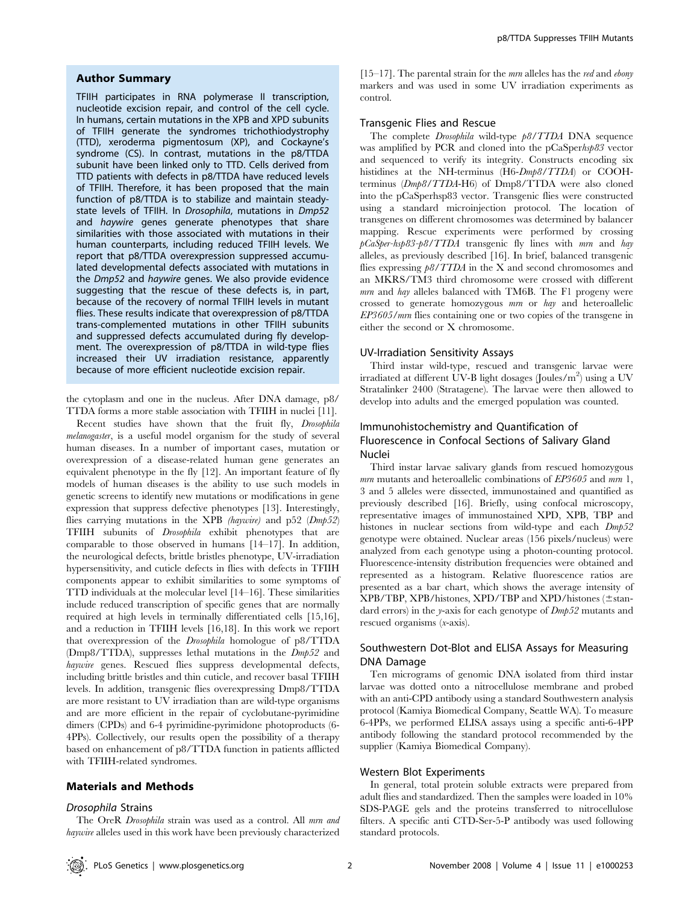## Author Summary

TFIIH participates in RNA polymerase II transcription, nucleotide excision repair, and control of the cell cycle. In humans, certain mutations in the XPB and XPD subunits of TFIIH generate the syndromes trichothiodystrophy (TTD), xeroderma pigmentosum (XP), and Cockayne's syndrome (CS). In contrast, mutations in the p8/TTDA subunit have been linked only to TTD. Cells derived from TTD patients with defects in p8/TTDA have reduced levels of TFIIH. Therefore, it has been proposed that the main function of p8/TTDA is to stabilize and maintain steady-state levels of TFIIH. In *Drosophila*, mutations in *Dmp52* and *haywire* genes generate phenotypes that share similarities with those associated with mutations in their human counterparts, including reduced TFIIH levels. We report that p8/TTDA overexpression suppressed accumulated developmental defects associated with mutations in the *Dmp52* and *haywire* genes. We also provide evidence suggesting that the rescue of these defects is, in part, because of the recovery of normal TFIIH levels in mutant flies. These results indicate that overexpression of p8/TTDA trans-complemented mutations in other TFIIH subunits and suppressed defects accumulated during fly development. The overexpression of p8/TTDA in wild-type flies increased their UV irradiation resistance, apparently because of more efficient nucleotide excision repair.

the cytoplasm and one in the nucleus. After DNA damage, p8/TTDA forms a more stable association with TFIIH in nuclei [11].

Recent studies have shown that the fruit fly, *Drosophila melanogaster*, is a useful model organism for the study of several human diseases. In a number of important cases, mutation or overexpression of a disease-related human gene generates an equivalent phenotype in the fly [12]. An important feature of fly models of human diseases is the ability to use such models in genetic screens to identify new mutations or modifications in gene expression that suppress defective phenotypes [13]. Interestingly, flies carrying mutations in the XPB *(haywire)* and p52 (*Dmp52*) TFIIH subunits of *Drosophila* exhibit phenotypes that are comparable to those observed in humans [14–17]. In addition, the neurological defects, brittle bristles phenotype, UV-irradiation hypersensitivity, and cuticle defects in flies with defects in TFIIH components appear to exhibit similarities to some symptoms of TTD individuals at the molecular level [14–16]. These similarities include reduced transcription of specific genes that are normally required at high levels in terminally differentiated cells [15,16], and a reduction in TFIIH levels [16,18]. In this work we report that overexpression of the *Drosophila* homologue of p8/TTDA (Dmp8/TTDA), suppresses lethal mutations in the *Dmp52* and *haywire* genes. Rescued flies suppress developmental defects, including brittle bristles and thin cuticle, and recover basal TFIIH levels. In addition, transgenic flies overexpressing Dmp8/TTDA are more resistant to UV irradiation than are wild-type organisms and are more efficient in the repair of cyclobutane-pyrimidine dimers (CPDs) and 6-4 pyrimidine-pyrimidone photoproducts (6-4PPs). Collectively, our results open the possibility of a therapy based on enhancement of p8/TTDA function in patients afflicted with TFIIH-related syndromes.

## Materials and Methods

### *Drosophila* Strains

The OreR *Drosophila* strain was used as a control. All *mrn and haywire* alleles used in this work have been previously characterized [15–17]. The parental strain for the *mrn* alleles has the *red* and *ebony* markers and was used in some UV irradiation experiments as control.

### Transgenic Flies and Rescue

The complete *Drosophila* wild-type *p8/TTDA* DNA sequence was amplified by PCR and cloned into the pCaSper*hsp83* vector and sequenced to verify its integrity. Constructs encoding six histidines at the NH-terminus (H6-*Dmp8/TTDA*) or COOH-terminus (*Dmp8/TTDA*-H6) of Dmp8/TTDA were also cloned into the pCaSperhsp83 vector. Transgenic flies were constructed using a standard microinjection protocol. The location of transgenes on different chromosomes was determined by balancer mapping. Rescue experiments were performed by crossing *pCaSper-hsp83-p8/TTDA* transgenic fly lines with *mrn* and *hay* alleles, as previously described [16]. In brief, balanced transgenic flies expressing *p8/TTDA* in the X and second chromosomes and an MKRS/TM3 third chromosome were crossed with different *mrn* and *hay* alleles balanced with TM6B. The F1 progeny were crossed to generate homozygous *mrn* or *hay* and heteroallelic *EP3605/mrn* flies containing one or two copies of the transgene in either the second or X chromosome.

### UV-Irradiation Sensitivity Assays

Third instar wild-type, rescued and transgenic larvae were irradiated at different UV-B light dosages (Joules/m$^2$) using a UV Stratalinker 2400 (Stratagene). The larvae were then allowed to develop into adults and the emerged population was counted.

### Immunohistochemistry and Quantification of Fluorescence in Confocal Sections of Salivary Gland Nuclei

Third instar larvae salivary glands from rescued homozygous *mrn* mutants and heteroallelic combinations of *EP3605* and *mrn* 1, 3 and 5 alleles were dissected, immunostained and quantified as previously described [16]. Briefly, using confocal microscopy, representative images of immunostained XPD, XPB, TBP and histones in nuclear sections from wild-type and each *Dmp52* genotype were obtained. Nuclear areas (156 pixels/nucleus) were analyzed from each genotype using a photon-counting protocol. Fluorescence-intensity distribution frequencies were obtained and represented as a histogram. Relative fluorescence ratios are presented as a bar chart, which shows the average intensity of XPB/TBP, XPB/histones, XPD/TBP and XPD/histones (±standard errors) in the *y*-axis for each genotype of *Dmp52* mutants and rescued organisms (*x*-axis).

### Southwestern Dot-Blot and ELISA Assays for Measuring DNA Damage

Ten micrograms of genomic DNA isolated from third instar larvae was dotted onto a nitrocellulose membrane and probed with an anti-CPD antibody using a standard Southwestern analysis protocol (Kamiya Biomedical Company, Seattle WA). To measure 6-4PPs, we performed ELISA assays using a specific anti-6-4PP antibody following the standard protocol recommended by the supplier (Kamiya Biomedical Company).

### Western Blot Experiments

In general, total protein soluble extracts were prepared from adult flies and standardized. Then the samples were loaded in 10% SDS-PAGE gels and the proteins transferred to nitrocellulose filters. A specific anti CTD-Ser-5-P antibody was used following standard protocols.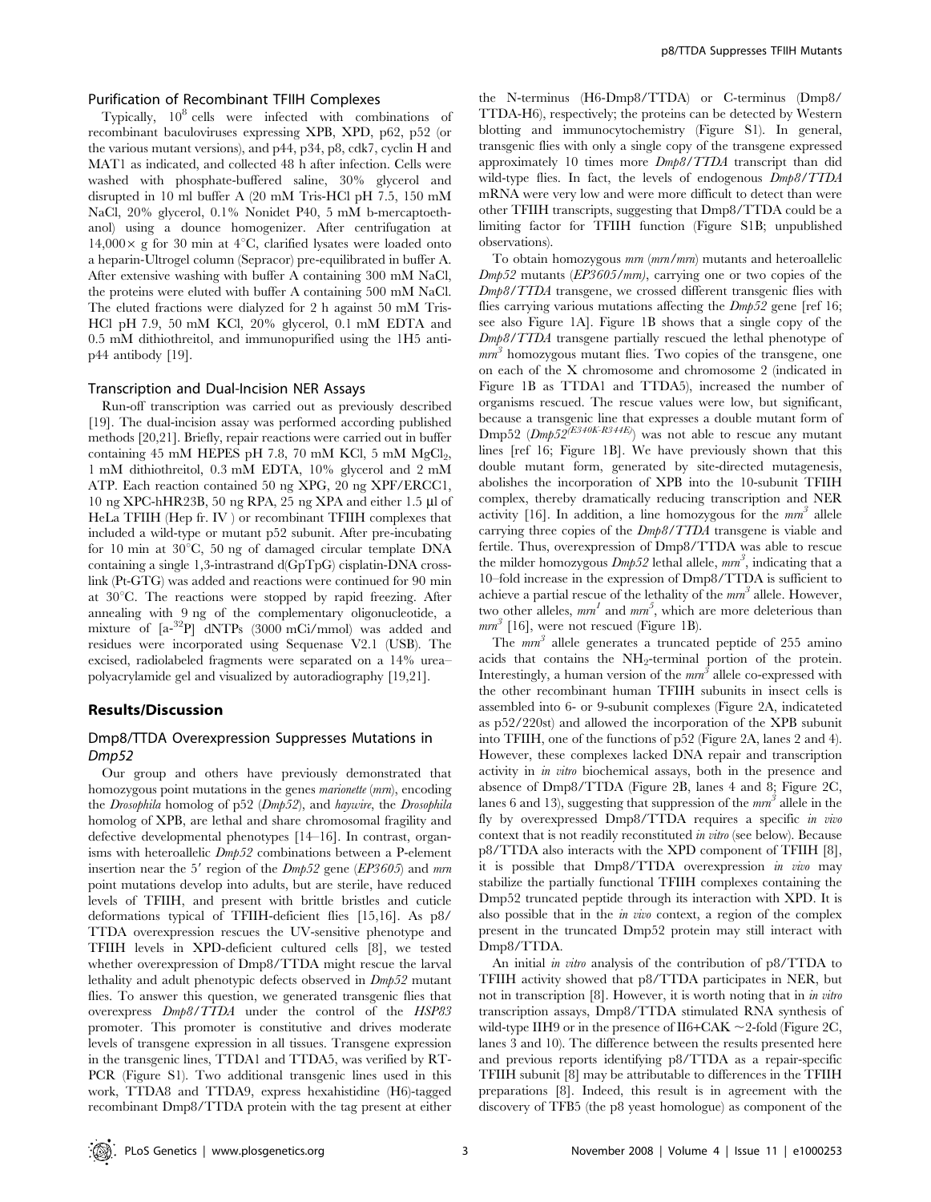### Purification of Recombinant TFIIH Complexes

Typically, $10^8$ cells were infected with combinations of recombinant baculoviruses expressing XPB, XPD, p62, p52 (or the various mutant versions), and p44, p34, p8, cdk7, cyclin H and MAT1 as indicated, and collected 48 h after infection. Cells were washed with phosphate-buffered saline, 30% glycerol and disrupted in 10 ml buffer A (20 mM Tris-HCl pH 7.5, 150 mM NaCl, 20% glycerol, 0.1% Nonidet P40, 5 mM b-mercaptoethanol) using a dounce homogenizer. After centrifugation at 14,000× g for 30 min at 4°C, clarified lysates were loaded onto a heparin-Ultrogel column (Sepracor) pre-equilibrated in buffer A. After extensive washing with buffer A containing 300 mM NaCl, the proteins were eluted with buffer A containing 500 mM NaCl. The eluted fractions were dialyzed for 2 h against 50 mM Tris-HCl pH 7.9, 50 mM KCl, 20% glycerol, 0.1 mM EDTA and 0.5 mM dithiothreitol, and immunopurified using the 1H5 anti-p44 antibody [19].

### Transcription and Dual-Incision NER Assays

Run-off transcription was carried out as previously described [19]. The dual-incision assay was performed according published methods [20,21]. Briefly, repair reactions were carried out in buffer containing 45 mM HEPES pH 7.8, 70 mM KCl, 5 mM $MgCl_2$, 1 mM dithiothreitol, 0.3 mM EDTA, 10% glycerol and 2 mM ATP. Each reaction contained 50 ng XPG, 20 ng XPF/ERCC1, 10 ng XPC-hHR23B, 50 ng RPA, 25 ng XPA and either 1.5 µl of HeLa TFIIH (Hep fr. IV ) or recombinant TFIIH complexes that included a wild-type or mutant p52 subunit. After pre-incubating for 10 min at 30°C, 50 ng of damaged circular template DNA containing a single 1,3-intrastrand d(GpTpG) cisplatin-DNA crosslink (Pt-GTG) was added and reactions were continued for 90 min at 30°C. The reactions were stopped by rapid freezing. After annealing with 9 ng of the complementary oligonucleotide, a mixture of [a-$^{32}$P] dNTPs (3000 mCi/mmol) was added and residues were incorporated using Sequenase V2.1 (USB). The excised, radiolabeled fragments were separated on a 14% urea–polyacrylamide gel and visualized by autoradiography [19,21].

## Results/Discussion

### Dmp8/TTDA Overexpression Suppresses Mutations in *Dmp52*

Our group and others have previously demonstrated that homozygous point mutations in the genes *marionette* (*mrn*), encoding the *Drosophila* homolog of p52 (*Dmp52*), and *haywire*, the *Drosophila* homolog of XPB, are lethal and share chromosomal fragility and defective developmental phenotypes [14–16]. In contrast, organisms with heteroallelic *Dmp52* combinations between a P-element insertion near the 5′ region of the *Dmp52* gene (*EP3605*) and *mrn* point mutations develop into adults, but are sterile, have reduced levels of TFIIH, and present with brittle bristles and cuticle deformations typical of TFIIH-deficient flies [15,16]. As p8/TTDA overexpression rescues the UV-sensitive phenotype and TFIIH levels in XPD-deficient cultured cells [8], we tested whether overexpression of Dmp8/TTDA might rescue the larval lethality and adult phenotypic defects observed in *Dmp52* mutant flies. To answer this question, we generated transgenic flies that overexpress *Dmp8/TTDA* under the control of the *HSP83* promoter. This promoter is constitutive and drives moderate levels of transgene expression in all tissues. Transgene expression in the transgenic lines, TTDA1 and TTDA5, was verified by RT-PCR (Figure S1). Two additional transgenic lines used in this work, TTDA8 and TTDA9, express hexahistidine (H6)-tagged recombinant Dmp8/TTDA protein with the tag present at either the N-terminus (H6-Dmp8/TTDA) or C-terminus (Dmp8/TTDA-H6), respectively; the proteins can be detected by Western blotting and immunocytochemistry (Figure S1). In general, transgenic flies with only a single copy of the transgene expressed approximately 10 times more *Dmp8/TTDA* transcript than did wild-type flies. In fact, the levels of endogenous *Dmp8/TTDA* mRNA were very low and were more difficult to detect than were other TFIIH transcripts, suggesting that Dmp8/TTDA could be a limiting factor for TFIIH function (Figure S1B; unpublished observations).

To obtain homozygous *mrn* (*mrn/mrn*) mutants and heteroallelic *Dmp52* mutants (*EP3605/mrn)*, carrying one or two copies of the *Dmp8/TTDA* transgene, we crossed different transgenic flies with flies carrying various mutations affecting the *Dmp52* gene [ref 16; see also Figure 1A]. Figure 1B shows that a single copy of the *Dmp8/TTDA* transgene partially rescued the lethal phenotype of *mrn*$^3$ homozygous mutant flies. Two copies of the transgene, one on each of the X chromosome and chromosome 2 (indicated in Figure 1B as TTDA1 and TTDA5), increased the number of organisms rescued. The rescue values were low, but significant, because a transgenic line that expresses a double mutant form of Dmp52 (*Dmp52*$^{(E340K-R344E)}$) was not able to rescue any mutant lines [ref 16; Figure 1B]. We have previously shown that this double mutant form, generated by site-directed mutagenesis, abolishes the incorporation of XPB into the 10-subunit TFIIH complex, thereby dramatically reducing transcription and NER activity [16]. In addition, a line homozygous for the *mrn*$^3$ allele carrying three copies of the *Dmp8/TTDA* transgene is viable and fertile. Thus, overexpression of Dmp8/TTDA was able to rescue the milder homozygous *Dmp52* lethal allele, *mrn*$^3$, indicating that a 10–fold increase in the expression of Dmp8/TTDA is sufficient to achieve a partial rescue of the lethality of the *mrn*$^3$ allele. However, two other alleles, *mrn*$^1$ and *mrn*$^5$, which are more deleterious than *mrn*$^3$ [16], were not rescued (Figure 1B).

The *mrn*$^3$ allele generates a truncated peptide of 255 amino acids that contains the $NH_2$-terminal portion of the protein. Interestingly, a human version of the *mrn*$^3$ allele co-expressed with the other recombinant human TFIIH subunits in insect cells is assembled into 6- or 9-subunit complexes (Figure 2A, indicateted as p52/220st) and allowed the incorporation of the XPB subunit into TFIIH, one of the functions of p52 (Figure 2A, lanes 2 and 4). However, these complexes lacked DNA repair and transcription activity in *in vitro* biochemical assays, both in the presence and absence of Dmp8/TTDA (Figure 2B, lanes 4 and 8; Figure 2C, lanes 6 and 13), suggesting that suppression of the *mrn*$^3$ allele in the fly by overexpressed Dmp8/TTDA requires a specific *in vivo* context that is not readily reconstituted *in vitro* (see below). Because p8/TTDA also interacts with the XPD component of TFIIH [8], it is possible that Dmp8/TTDA overexpression *in vivo* may stabilize the partially functional TFIIH complexes containing the Dmp52 truncated peptide through its interaction with XPD. It is also possible that in the *in vivo* context, a region of the complex present in the truncated Dmp52 protein may still interact with Dmp8/TTDA.

An initial *in vitro* analysis of the contribution of p8/TTDA to TFIIH activity showed that p8/TTDA participates in NER, but not in transcription [8]. However, it is worth noting that in *in vitro* transcription assays, Dmp8/TTDA stimulated RNA synthesis of wild-type IIH9 or in the presence of II6+CAK ~2-fold (Figure 2C, lanes 3 and 10). The difference between the results presented here and previous reports identifying p8/TTDA as a repair-specific TFIIH subunit [8] may be attributable to differences in the TFIIH preparations [8]. Indeed, this result is in agreement with the discovery of TFB5 (the p8 yeast homologue) as component of the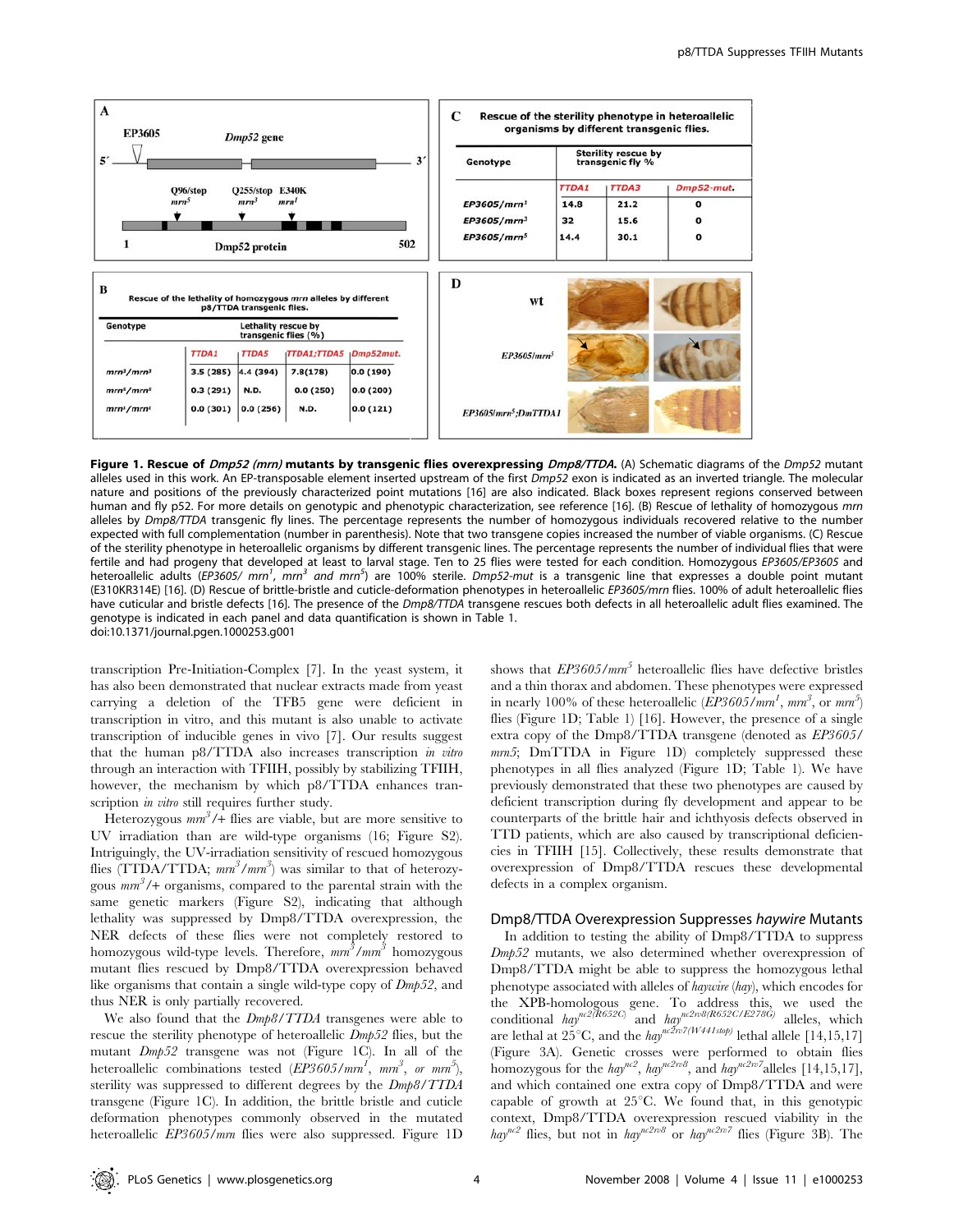**A**

EP3605 — *Dmp52* gene

Q96/stop *mrn*[5] — Q255/stop *mrn*[3] — E340K *mrn*[1]

1 — Dmp52 protein — 502

**B**

Rescue of the lethality of homozygous *mrn* alleles by different p8/TTDA transgenic flies.

| Genotype | Lethality rescue by transgenic flies (%) | | | |
|---|---|---|---|---|
| | TTDA1 | TTDA5 | TTDA1;TTDA5 | Dmp52mut. |
| *mrn*[3]/*mrn*[3] | 3.5 (285) | 4.4 (394) | 7.8(178) | 0.0 (190) |
| *mrn*[5]/*mrn*[5] | 0.3 (291) | N.D. | 0.0 (250) | 0.0 (200) |
| *mrn*[1]/*mrn*[1] | 0.0 (301) | 0.0 (256) | N.D. | 0.0 (121) |

**C**

Rescue of the sterility phenotype in heteroallelic organisms by different transgenic flies.

| Genotype | Sterility rescue by transgenic fly % | | |
|---|---|---|---|
| | TTDA1 | TTDA3 | Dmp52-mut. |
| *EP3605/mrn*[1] | 14.8 | 21.2 | 0 |
| *EP3605/mrn*[3] | 32 | 15.6 | 0 |
| *EP3605/mrn*[5] | 14.4 | 30.1 | 0 |

**D**

wt

*EP3605/mrn*[5]

*EP3605/mrn*[5]*;DmTTDA1*

**Figure 1. Rescue of *Dmp52 (mrn)* mutants by transgenic flies overexpressing *Dmp8/TTDA*.** (A) Schematic diagrams of the *Dmp52* mutant alleles used in this work. An EP-transposable element inserted upstream of the first *Dmp52* exon is indicated as an inverted triangle. The molecular nature and positions of the previously characterized point mutations [16] are also indicated. Black boxes represent regions conserved between human and fly p52. For more details on genotypic and phenotypic characterization, see reference [16]. (B) Rescue of lethality of homozygous *mrn* alleles by *Dmp8/TTDA* transgenic fly lines. The percentage represents the number of homozygous individuals recovered relative to the number expected with full complementation (number in parenthesis). Note that two transgene copies increased the number of viable organisms. (C) Rescue of the sterility phenotype in heteroallelic organisms by different transgenic lines. The percentage represents the number of individual flies that were fertile and had progeny that developed at least to larval stage. Ten to 25 flies were tested for each condition. Homozygous *EP3605/EP3605* and heteroallelic adults (*EP3605/ mrn*[1], *mrn*[3] and *mrn*[5]) are 100% sterile. *Dmp52-mut* is a transgenic line that expresses a double point mutant (E310KR314E) [16]. (D) Rescue of brittle-bristle and cuticle-deformation phenotypes in heteroallelic *EP3605/mrn* flies. 100% of adult heteroallelic flies have cuticular and bristle defects [16]. The presence of the *Dmp8/TTDA* transgene rescues both defects in all heteroallelic adult flies examined. The genotype is indicated in each panel and data quantification is shown in Table 1.
doi:10.1371/journal.pgen.1000253.g001

transcription Pre-Initiation-Complex [7]. In the yeast system, it has also been demonstrated that nuclear extracts made from yeast carrying a deletion of the TFB5 gene were deficient in transcription in vitro, and this mutant is also unable to activate transcription of inducible genes in vivo [7]. Our results suggest that the human p8/TTDA also increases transcription *in vitro* through an interaction with TFIIH, possibly by stabilizing TFIIH, however, the mechanism by which p8/TTDA enhances transcription *in vitro* still requires further study.

Heterozygous *mrn*[3]/+ flies are viable, but are more sensitive to UV irradiation than are wild-type organisms (16; Figure S2). Intriguingly, the UV-irradiation sensitivity of rescued homozygous flies (TTDA/TTDA; *mrn*[3]/*mrn*[3]) was similar to that of heterozygous *mrn*[3]/+ organisms, compared to the parental strain with the same genetic markers (Figure S2), indicating that although lethality was suppressed by Dmp8/TTDA overexpression, the NER defects of these flies were not completely restored to homozygous wild-type levels. Therefore, *mrn*[3]/*mrn*[3] homozygous mutant flies rescued by Dmp8/TTDA overexpression behaved like organisms that contain a single wild-type copy of *Dmp52*, and thus NER is only partially recovered.

We also found that the *Dmp8/TTDA* transgenes were able to rescue the sterility phenotype of heteroallelic *Dmp52* flies, but the mutant *Dmp52* transgene was not (Figure 1C). In all of the heteroallelic combinations tested (*EP3605/mrn*[1], *mrn*[3], *or mrn*[5]), sterility was suppressed to different degrees by the *Dmp8/TTDA* transgene (Figure 1C). In addition, the brittle bristle and cuticle deformation phenotypes commonly observed in the mutated heteroallelic *EP3605/mrn* flies were also suppressed. Figure 1D shows that *EP3605/mrn*[5] heteroallelic flies have defective bristles and a thin thorax and abdomen. These phenotypes were expressed in nearly 100% of these heteroallelic (*EP3605/mrn*[1], *mrn*[3], or *mrn*[5]) flies (Figure 1D; Table 1) [16]. However, the presence of a single extra copy of the Dmp8/TTDA transgene (denoted as *EP3605/mrn5*; DmTTDA in Figure 1D) completely suppressed these phenotypes in all flies analyzed (Figure 1D; Table 1). We have previously demonstrated that these two phenotypes are caused by deficient transcription during fly development and appear to be counterparts of the brittle hair and ichthyosis defects observed in TTD patients, which are also caused by transcriptional deficiencies in TFIIH [15]. Collectively, these results demonstrate that overexpression of Dmp8/TTDA rescues these developmental defects in a complex organism.

## Dmp8/TTDA Overexpression Suppresses *haywire* Mutants

In addition to testing the ability of Dmp8/TTDA to suppress *Dmp52* mutants, we also determined whether overexpression of Dmp8/TTDA might be able to suppress the homozygous lethal phenotype associated with alleles of *haywire* (*hay*), which encodes for the XPB-homologous gene. To address this, we used the conditional $hay^{nc2(R652C)}$ and $hay^{nc2rv8(R652C/E278G)}$ alleles, which are lethal at 25°C, and the $hay^{nc2rv7(W441stop)}$ lethal allele [14,15,17] (Figure 3A). Genetic crosses were performed to obtain flies homozygous for the $hay^{nc2}$, $hay^{nc2rv8}$, and $hay^{nc2rv7}$alleles [14,15,17], and which contained one extra copy of Dmp8/TTDA and were capable of growth at 25°C. We found that, in this genotypic context, Dmp8/TTDA overexpression rescued viability in the $hay^{nc2}$ flies, but not in $hay^{nc2rv8}$ or $hay^{nc2rv7}$ flies (Figure 3B). The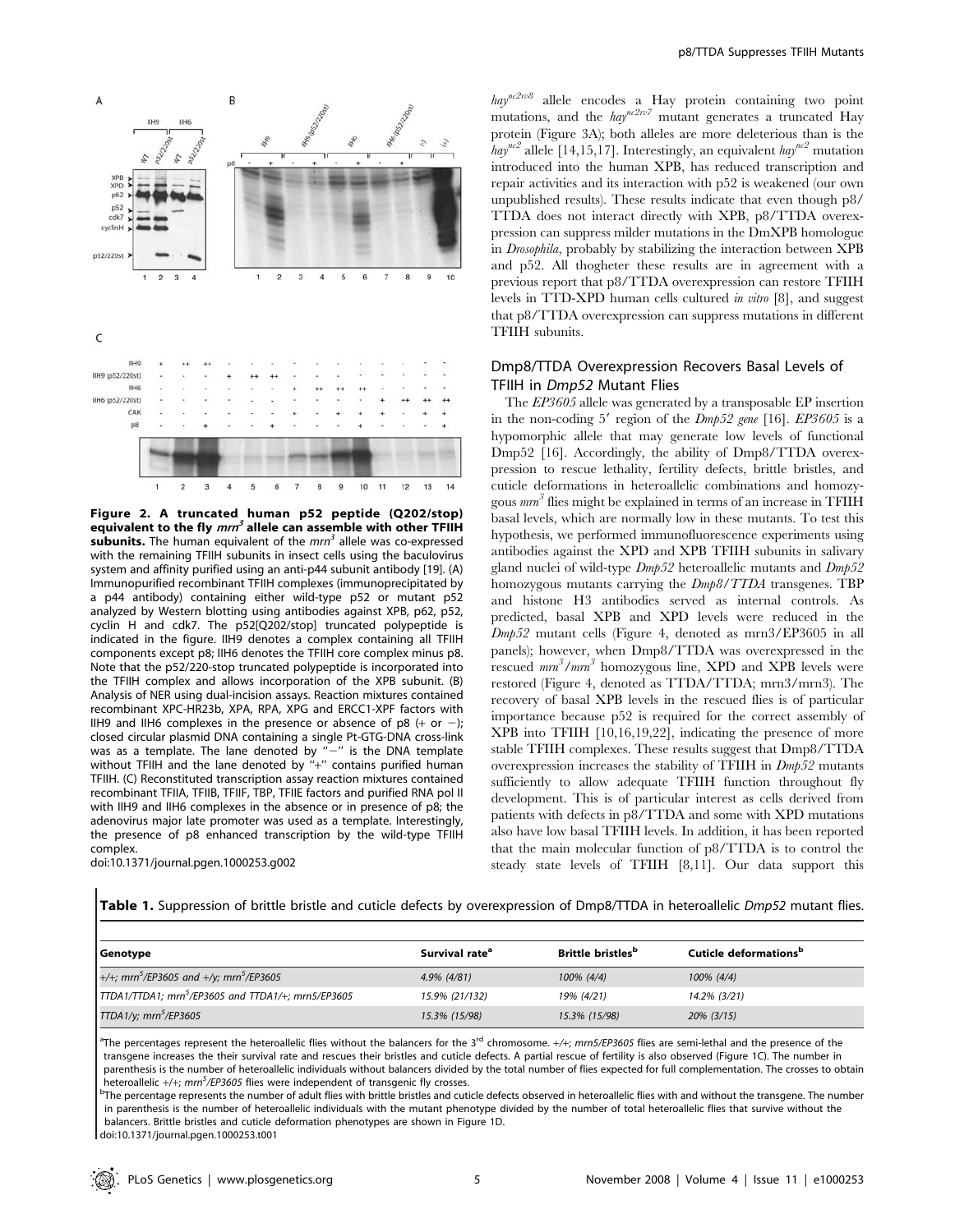**Figure 2. A truncated human p52 peptide (Q202/stop) equivalent to the fly *mrn*$^3$ allele can assemble with other TFIIH subunits.** The human equivalent of the *mrn*$^3$ allele was co-expressed with the remaining TFIIH subunits in insect cells using the baculovirus system and affinity purified using an anti-p44 subunit antibody [19]. (A) Immunopurified recombinant TFIIH complexes (immunoprecipitated by a p44 antibody) containing either wild-type p52 or mutant p52 analyzed by Western blotting using antibodies against XPB, p62, p52, cyclin H and cdk7. The p52[Q202/stop] truncated polypeptide is indicated in the figure. IIH9 denotes a complex containing all TFIIH components except p8; IIH6 denotes the TFIIH core complex minus p8. Note that the p52/220-stop truncated polypeptide is incorporated into the TFIIH complex and allows incorporation of the XPB subunit. (B) Analysis of NER using dual-incision assays. Reaction mixtures contained recombinant XPC-HR23b, XPA, RPA, XPG and ERCC1-XPF factors with IIH9 and IIH6 complexes in the presence or absence of p8 (+ or −); closed circular plasmid DNA containing a single Pt-GTG-DNA cross-link was as a template. The lane denoted by "−" is the DNA template without TFIIH and the lane denoted by "+" contains purified human TFIIH. (C) Reconstituted transcription assay reaction mixtures contained recombinant TFIIA, TFIIB, TFIIF, TBP, TFIIE factors and purified RNA pol II with IIH9 and IIH6 complexes in the absence or in presence of p8; the adenovirus major late promoter was used as a template. Interestingly, the presence of p8 enhanced transcription by the wild-type TFIIH complex.

doi:10.1371/journal.pgen.1000253.g002

*hay*$^{nc2rv8}$ allele encodes a Hay protein containing two point mutations, and the *hay*$^{nc2rv7}$ mutant generates a truncated Hay protein (Figure 3A); both alleles are more deleterious than is the *hay*$^{nc2}$ allele [14,15,17]. Interestingly, an equivalent *hay*$^{nc2}$ mutation introduced into the human XPB, has reduced transcription and repair activities and its interaction with p52 is weakened (our own unpublished results). These results indicate that even though p8/TTDA does not interact directly with XPB, p8/TTDA overexpression can suppress milder mutations in the DmXPB homologue in *Drosophila*, probably by stabilizing the interaction between XPB and p52. All thogether these results are in agreement with a previous report that p8/TTDA overexpression can restore TFIIH levels in TTD-XPD human cells cultured *in vitro* [8], and suggest that p8/TTDA overexpression can suppress mutations in different TFIIH subunits.

## Dmp8/TTDA Overexpression Recovers Basal Levels of TFIIH in *Dmp52* Mutant Flies

The *EP3605* allele was generated by a transposable EP insertion in the non-coding 5′ region of the *Dmp52 gene* [16]. *EP3605* is a hypomorphic allele that may generate low levels of functional Dmp52 [16]. Accordingly, the ability of Dmp8/TTDA overexpression to rescue lethality, fertility defects, brittle bristles, and cuticle deformations in heteroallelic combinations and homozygous *mrn*$^3$ flies might be explained in terms of an increase in TFIIH basal levels, which are normally low in these mutants. To test this hypothesis, we performed immunofluorescence experiments using antibodies against the XPD and XPB TFIIH subunits in salivary gland nuclei of wild-type *Dmp52* heteroallelic mutants and *Dmp52* homozygous mutants carrying the *Dmp8/TTDA* transgenes. TBP and histone H3 antibodies served as internal controls. As predicted, basal XPB and XPD levels were reduced in the *Dmp52* mutant cells (Figure 4, denoted as mrn3/EP3605 in all panels); however, when Dmp8/TTDA was overexpressed in the rescued *mrn*$^3$/*mrn*$^3$ homozygous line, XPD and XPB levels were restored (Figure 4, denoted as TTDA/TTDA; mrn3/mrn3). The recovery of basal XPB levels in the rescued flies is of particular importance because p52 is required for the correct assembly of XPB into TFIIH [10,16,19,22], indicating the presence of more stable TFIIH complexes. These results suggest that Dmp8/TTDA overexpression increases the stability of TFIIH in *Dmp52* mutants sufficiently to allow adequate TFIIH function throughout fly development. This is of particular interest as cells derived from patients with defects in p8/TTDA and some with XPD mutations also have low basal TFIIH levels. In addition, it has been reported that the main molecular function of p8/TTDA is to control the steady state levels of TFIIH [8,11]. Our data support this

**Table 1.** Suppression of brittle bristle and cuticle defects by overexpression of Dmp8/TTDA in heteroallelic *Dmp52* mutant flies.

| Genotype | Survival rate[a] | Brittle bristles[b] | Cuticle deformations[b] |
|---|---|---|---|
| +/+; *mrn*$^5$/*EP3605* and +/y; *mrn*$^5$/*EP3605* | 4.9% (4/81) | 100% (4/4) | 100% (4/4) |
| *TTDA1/TTDA1*; *mrn*$^5$/*EP3605* and *TTDA1/+*; *mrn5/EP3605* | 15.9% (21/132) | 19% (4/21) | 14.2% (3/21) |
| *TTDA1/y*; *mrn*$^5$/*EP3605* | 15.3% (15/98) | 15.3% (15/98) | 20% (3/15) |

[a]The percentages represent the heteroallelic flies without the balancers for the 3[rd] chromosome. +/+; *mrn5/EP3605* flies are semi-lethal and the presence of the transgene increases the their survival rate and rescues their bristles and cuticle defects. A partial rescue of fertility is also observed (Figure 1C). The number in parenthesis is the number of heteroallelic individuals without balancers divided by the total number of flies expected for full complementation. The crosses to obtain heteroallelic +/+; *mrn*$^5$/*EP3605* flies were independent of transgenic fly crosses.

[b]The percentage represents the number of adult flies with brittle bristles and cuticle defects observed in heteroallelic flies with and without the transgene. The number in parenthesis is the number of heteroallelic individuals with the mutant phenotype divided by the number of total heteroallelic flies that survive without the balancers. Brittle bristles and cuticle deformation phenotypes are shown in Figure 1D.

doi:10.1371/journal.pgen.1000253.t001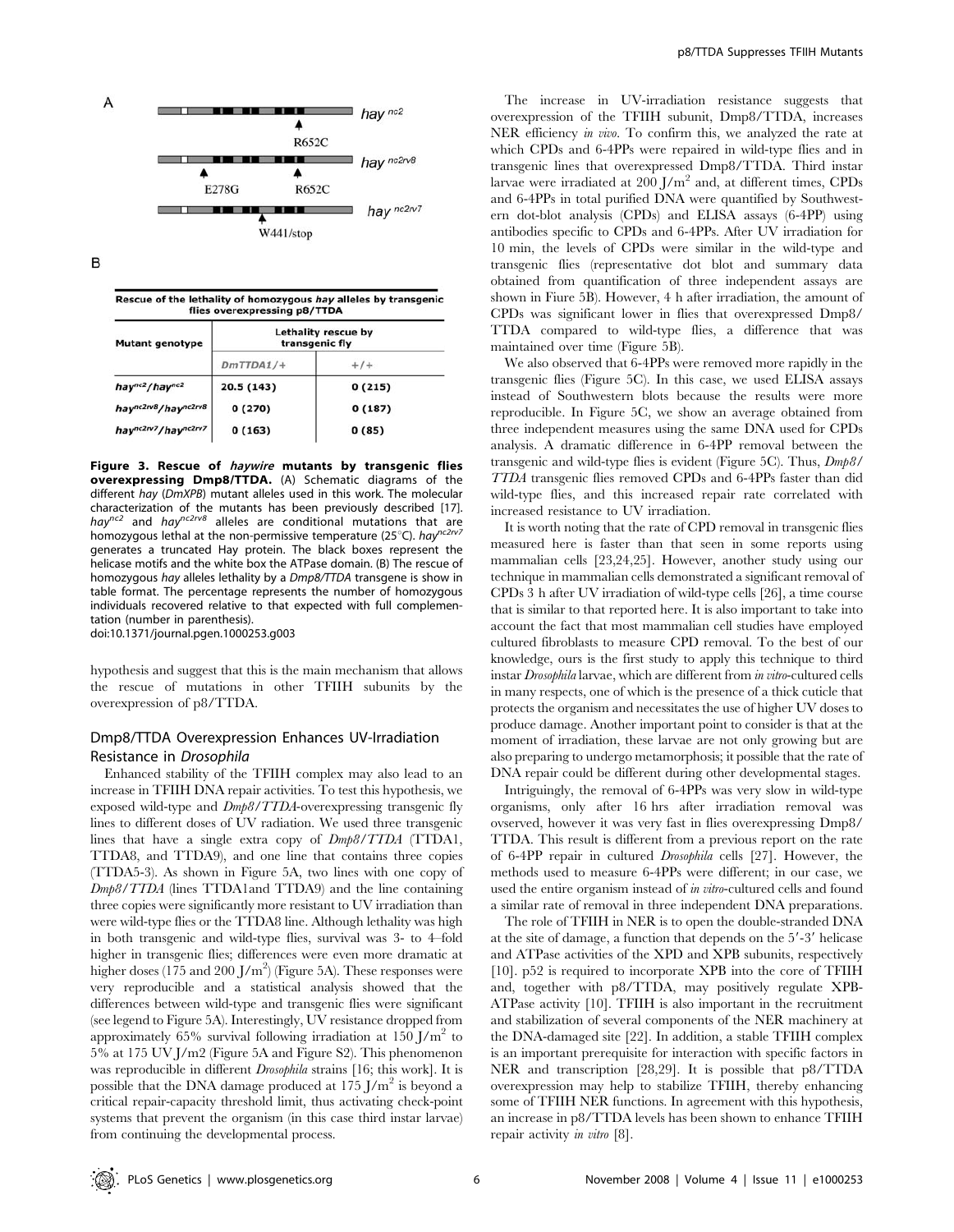A

hay $^{nc2}$ — R652C

hay $^{nc2rv8}$ — E278G, R652C

hay $^{nc2rv7}$ — W441/stop

B

| Rescue of the lethality of homozygous *hay* alleles by transgenic flies overexpressing p8/TTDA | | |
|---|---|---|
| Mutant genotype | Lethality rescue by transgenic fly | |
| | *DmTTDA1/+* | *+/+* |
| $hay^{nc2}/hay^{nc2}$ | 20.5 (143) | 0 (215) |
| $hay^{nc2rv8}/hay^{nc2rv8}$ | 0 (270) | 0 (187) |
| $hay^{nc2rv7}/hay^{nc2rv7}$ | 0 (163) | 0 (85) |

**Figure 3. Rescue of *haywire* mutants by transgenic flies overexpressing Dmp8/TTDA.** (A) Schematic diagrams of the different *hay* (*DmXPB*) mutant alleles used in this work. The molecular characterization of the mutants has been previously described [17]. $hay^{nc2}$ and $hay^{nc2rv8}$ alleles are conditional mutations that are homozygous lethal at the non-permissive temperature (25°C). $hay^{nc2rv7}$ generates a truncated Hay protein. The black boxes represent the helicase motifs and the white box the ATPase domain. (B) The rescue of homozygous *hay* alleles lethality by a *Dmp8/TTDA* transgene is show in table format. The percentage represents the number of homozygous individuals recovered relative to that expected with full complementation (number in parenthesis).
doi:10.1371/journal.pgen.1000253.g003

hypothesis and suggest that this is the main mechanism that allows the rescue of mutations in other TFIIH subunits by the overexpression of p8/TTDA.

## Dmp8/TTDA Overexpression Enhances UV-Irradiation Resistance in *Drosophila*

Enhanced stability of the TFIIH complex may also lead to an increase in TFIIH DNA repair activities. To test this hypothesis, we exposed wild-type and *Dmp8/TTDA*-overexpressing transgenic fly lines to different doses of UV radiation. We used three transgenic lines that have a single extra copy of *Dmp8/TTDA* (TTDA1, TTDA8, and TTDA9), and one line that contains three copies (TTDA5-3). As shown in Figure 5A, two lines with one copy of *Dmp8/TTDA* (lines TTDA1and TTDA9) and the line containing three copies were significantly more resistant to UV irradiation than were wild-type flies or the TTDA8 line. Although lethality was high in both transgenic and wild-type flies, survival was 3- to 4–fold higher in transgenic flies; differences were even more dramatic at higher doses (175 and 200 J/m$^2$) (Figure 5A). These responses were very reproducible and a statistical analysis showed that the differences between wild-type and transgenic flies were significant (see legend to Figure 5A). Interestingly, UV resistance dropped from approximately 65% survival following irradiation at 150 J/m$^2$ to 5% at 175 UV J/m2 (Figure 5A and Figure S2). This phenomenon was reproducible in different *Drosophila* strains [16; this work]. It is possible that the DNA damage produced at 175 J/m$^2$ is beyond a critical repair-capacity threshold limit, thus activating check-point systems that prevent the organism (in this case third instar larvae) from continuing the developmental process.

The increase in UV-irradiation resistance suggests that overexpression of the TFIIH subunit, Dmp8/TTDA, increases NER efficiency *in vivo*. To confirm this, we analyzed the rate at which CPDs and 6-4PPs were repaired in wild-type flies and in transgenic lines that overexpressed Dmp8/TTDA. Third instar larvae were irradiated at 200 J/m$^2$ and, at different times, CPDs and 6-4PPs in total purified DNA were quantified by Southwestern dot-blot analysis (CPDs) and ELISA assays (6-4PP) using antibodies specific to CPDs and 6-4PPs. After UV irradiation for 10 min, the levels of CPDs were similar in the wild-type and transgenic flies (representative dot blot and summary data obtained from quantification of three independent assays are shown in Fiure 5B). However, 4 h after irradiation, the amount of CPDs was significant lower in flies that overexpressed Dmp8/TTDA compared to wild-type flies, a difference that was maintained over time (Figure 5B).

We also observed that 6-4PPs were removed more rapidly in the transgenic flies (Figure 5C). In this case, we used ELISA assays instead of Southwestern blots because the results were more reproducible. In Figure 5C, we show an average obtained from three independent measures using the same DNA used for CPDs analysis. A dramatic difference in 6-4PP removal between the transgenic and wild-type flies is evident (Figure 5C). Thus, *Dmp8/TTDA* transgenic flies removed CPDs and 6-4PPs faster than did wild-type flies, and this increased repair rate correlated with increased resistance to UV irradiation.

It is worth noting that the rate of CPD removal in transgenic flies measured here is faster than that seen in some reports using mammalian cells [23,24,25]. However, another study using our technique in mammalian cells demonstrated a significant removal of CPDs 3 h after UV irradiation of wild-type cells [26], a time course that is similar to that reported here. It is also important to take into account the fact that most mammalian cell studies have employed cultured fibroblasts to measure CPD removal. To the best of our knowledge, ours is the first study to apply this technique to third instar *Drosophila* larvae, which are different from *in vitro*-cultured cells in many respects, one of which is the presence of a thick cuticle that protects the organism and necessitates the use of higher UV doses to produce damage. Another important point to consider is that at the moment of irradiation, these larvae are not only growing but are also preparing to undergo metamorphosis; it possible that the rate of DNA repair could be different during other developmental stages.

Intriguingly, the removal of 6-4PPs was very slow in wild-type organisms, only after 16 hrs after irradiation removal was ovserved, however it was very fast in flies overexpressing Dmp8/TTDA. This result is different from a previous report on the rate of 6-4PP repair in cultured *Drosophila* cells [27]. However, the methods used to measure 6-4PPs were different; in our case, we used the entire organism instead of *in vitro*-cultured cells and found a similar rate of removal in three independent DNA preparations.

The role of TFIIH in NER is to open the double-stranded DNA at the site of damage, a function that depends on the 5′-3′ helicase and ATPase activities of the XPD and XPB subunits, respectively [10]. p52 is required to incorporate XPB into the core of TFIIH and, together with p8/TTDA, may positively regulate XPB-ATPase activity [10]. TFIIH is also important in the recruitment and stabilization of several components of the NER machinery at the DNA-damaged site [22]. In addition, a stable TFIIH complex is an important prerequisite for interaction with specific factors in NER and transcription [28,29]. It is possible that p8/TTDA overexpression may help to stabilize TFIIH, thereby enhancing some of TFIIH NER functions. In agreement with this hypothesis, an increase in p8/TTDA levels has been shown to enhance TFIIH repair activity *in vitro* [8].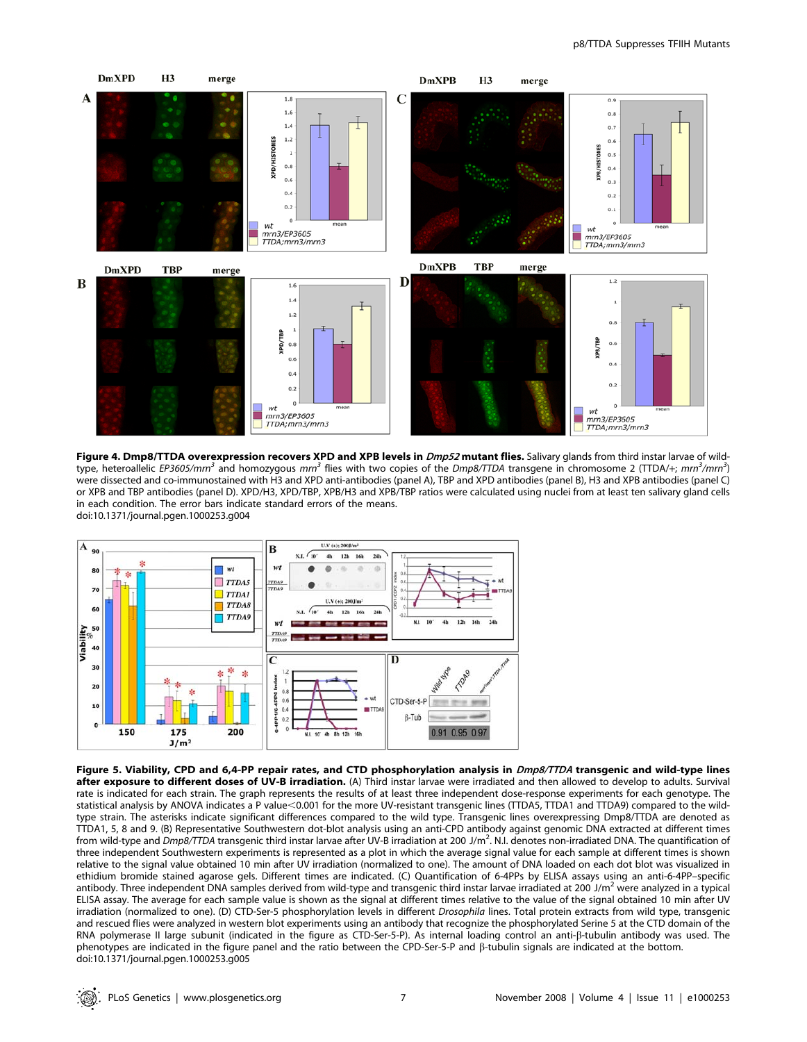**Figure 4. Dmp8/TTDA overexpression recovers XPD and XPB levels in *Dmp52* mutant flies.** Salivary glands from third instar larvae of wild-type, heteroallelic *EP3605/mrn*[3] and homozygous *mrn*[3] flies with two copies of the *Dmp8/TTDA* transgene in chromosome 2 (TTDA/+; *mrn*[3]*/mrn*[3]) were dissected and co-immunostained with H3 and XPD anti-antibodies (panel A), TBP and XPD antibodies (panel B), H3 and XPB antibodies (panel C) or XPB and TBP antibodies (panel D). XPD/H3, XPD/TBP, XPB/H3 and XPB/TBP ratios were calculated using nuclei from at least ten salivary gland cells in each condition. The error bars indicate standard errors of the means.
doi:10.1371/journal.pgen.1000253.g004

**Figure 5. Viability, CPD and 6,4-PP repair rates, and CTD phosphorylation analysis in *Dmp8/TTDA* transgenic and wild-type lines after exposure to different doses of UV-B irradiation.** (A) Third instar larvae were irradiated and then allowed to develop to adults. Survival rate is indicated for each strain. The graph represents the results of at least three independent dose-response experiments for each genotype. The statistical analysis by ANOVA indicates a P value$<$0.001 for the more UV-resistant transgenic lines (TTDA5, TTDA1 and TTDA9) compared to the wild-type strain. The asterisks indicate significant differences compared to the wild type. Transgenic lines overexpressing Dmp8/TTDA are denoted as TTDA1, 5, 8 and 9. (B) Representative Southwestern dot-blot analysis using an anti-CPD antibody against genomic DNA extracted at different times from wild-type and *Dmp8/TTDA* transgenic third instar larvae after UV-B irradiation at 200 J/m$^2$. N.I. denotes non-irradiated DNA. The quantification of three independent Southwestern experiments is represented as a plot in which the average signal value for each sample at different times is shown relative to the signal value obtained 10 min after UV irradiation (normalized to one). The amount of DNA loaded on each dot blot was visualized in ethidium bromide stained agarose gels. Different times are indicated. (C) Quantification of 6-4PPs by ELISA assays using an anti-6-4PP–specific antibody. Three independent DNA samples derived from wild-type and transgenic third instar larvae irradiated at 200 J/m$^2$ were analyzed in a typical ELISA assay. The average for each sample value is shown as the signal at different times relative to the value of the signal obtained 10 min after UV irradiation (normalized to one). (D) CTD-Ser-5 phosphorylation levels in different *Drosophila* lines. Total protein extracts from wild type, transgenic and rescued flies were analyzed in western blot experiments using an antibody that recognize the phosphorylated Serine 5 at the CTD domain of the RNA polymerase II large subunit (indicated in the figure as CTD-Ser-5-P). As internal loading control an anti-β-tubulin antibody was used. The phenotypes are indicated in the figure panel and the ratio between the CPD-Ser-5-P and β-tubulin signals are indicated at the bottom.
doi:10.1371/journal.pgen.1000253.g005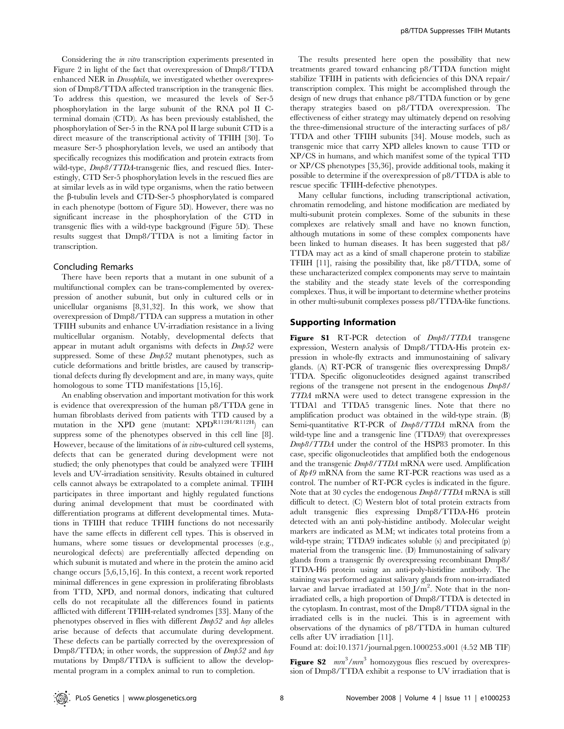Considering the *in vitro* transcription experiments presented in Figure 2 in light of the fact that overexpression of Dmp8/TTDA enhanced NER in *Drosophila*, we investigated whether overexpression of Dmp8/TTDA affected transcription in the transgenic flies. To address this question, we measured the levels of Ser-5 phosphorylation in the large subunit of the RNA pol II C-terminal domain (CTD). As has been previously established, the phosphorylation of Ser-5 in the RNA pol II large subunit CTD is a direct measure of the transcriptional activity of TFIIH [30]. To measure Ser-5 phosphorylation levels, we used an antibody that specifically recognizes this modification and protein extracts from wild-type, *Dmp8/TTDA*-transgenic flies, and rescued flies. Interestingly, CTD Ser-5 phosphorylation levels in the rescued flies are at similar levels as in wild type organisms, when the ratio between the β-tubulin levels and CTD-Ser-5 phosphorylated is compared in each phenotype (bottom of Figure 5D). However, there was no significant increase in the phosphorylation of the CTD in transgenic flies with a wild-type background (Figure 5D). These results suggest that Dmp8/TTDA is not a limiting factor in transcription.

## Concluding Remarks

There have been reports that a mutant in one subunit of a multifunctional complex can be trans-complemented by overexpression of another subunit, but only in cultured cells or in unicellular organisms [8,31,32]. In this work, we show that overexpression of Dmp8/TTDA can suppress a mutation in other TFIIH subunits and enhance UV-irradiation resistance in a living multicellular organism. Notably, developmental defects that appear in mutant adult organisms with defects in *Dmp52* were suppressed. Some of these *Dmp52* mutant phenotypes, such as cuticle deformations and brittle bristles, are caused by transcriptional defects during fly development and are, in many ways, quite homologous to some TTD manifestations [15,16].

An enabling observation and important motivation for this work is evidence that overexpression of the human p8/TTDA gene in human fibroblasts derived from patients with TTD caused by a mutation in the XPD gene (mutant: $XPD^{R112H/R112H}$) can suppress some of the phenotypes observed in this cell line [8]. However, because of the limitations of *in vitro*-cultured cell systems, defects that can be generated during development were not studied; the only phenotypes that could be analyzed were TFIIH levels and UV-irradiation sensitivity. Results obtained in cultured cells cannot always be extrapolated to a complete animal. TFIIH participates in three important and highly regulated functions during animal development that must be coordinated with differentiation programs at different developmental times. Mutations in TFIIH that reduce TFIIH functions do not necessarily have the same effects in different cell types. This is observed in humans, where some tissues or developmental processes (e.g., neurological defects) are preferentially affected depending on which subunit is mutated and where in the protein the amino acid change occurs [5,6,15,16]. In this context, a recent work reported minimal differences in gene expression in proliferating fibroblasts from TTD, XPD, and normal donors, indicating that cultured cells do not recapitulate all the differences found in patients afflicted with different TFIIH-related syndromes [33]. Many of the phenotypes observed in flies with different *Dmp52* and *hay* alleles arise because of defects that accumulate during development. These defects can be partially corrected by the overexpression of Dmp8/TTDA; in other words, the suppression of *Dmp52* and *hay* mutations by Dmp8/TTDA is sufficient to allow the developmental program in a complex animal to run to completion.

The results presented here open the possibility that new treatments geared toward enhancing p8/TTDA function might stabilize TFIIH in patients with deficiencies of this DNA repair/transcription complex. This might be accomplished through the design of new drugs that enhance p8/TTDA function or by gene therapy strategies based on p8/TTDA overexpression. The effectiveness of either strategy may ultimately depend on resolving the three-dimensional structure of the interacting surfaces of p8/TTDA and other TFIIH subunits [34]. Mouse models, such as transgenic mice that carry XPD alleles known to cause TTD or XP/CS in humans, and which manifest some of the typical TTD or XP/CS phenotypes [35,36], provide additional tools, making it possible to determine if the overexpression of p8/TTDA is able to rescue specific TFIIH-defective phenotypes.

Many cellular functions, including transcriptional activation, chromatin remodeling, and histone modification are mediated by multi-subunit protein complexes. Some of the subunits in these complexes are relatively small and have no known function, although mutations in some of these complex components have been linked to human diseases. It has been suggested that p8/TTDA may act as a kind of small chaperone protein to stabilize TFIIH [11], raising the possibility that, like p8/TTDA, some of these uncharacterized complex components may serve to maintain the stability and the steady state levels of the corresponding complexes. Thus, it will be important to determine whether proteins in other multi-subunit complexes possess p8/TTDA-like functions.

## Supporting Information

**Figure S1** RT-PCR detection of *Dmp8/TTDA* transgene expression, Western analysis of Dmp8/TTDA-His protein expression in whole-fly extracts and immunostaining of salivary glands. (A) RT-PCR of transgenic flies overexpressing Dmp8/TTDA. Specific oligonucleotides designed against transcribed regions of the transgene not present in the endogenous *Dmp8/TTDA* mRNA were used to detect transgene expression in the TTDA1 and TTDA5 transgenic lines. Note that there no amplification product was obtained in the wild-type strain. (B) Semi-quantitative RT-PCR of *Dmp8/TTDA* mRNA from the wild-type line and a transgenic line (TTDA9) that overexpresses *Dmp8/TTDA* under the control of the HSP83 promoter. In this case, specific oligonucleotides that amplified both the endogenous and the transgenic *Dmp8/TTDA* mRNA were used. Amplification of *Rp49* mRNA from the same RT-PCR reactions was used as a control. The number of RT-PCR cycles is indicated in the figure. Note that at 30 cycles the endogenous *Dmp8/TTDA* mRNA is still difficult to detect. (C) Western blot of total protein extracts from adult transgenic flies expressing Dmp8/TTDA-H6 protein detected with an anti poly-histidine antibody. Molecular weight markers are indicated as M.M; wt indicates total proteins from a wild-type strain; TTDA9 indicates soluble (s) and precipitated (p) material from the transgenic line. (D) Immunostaining of salivary glands from a transgenic fly overexpressing recombinant Dmp8/TTDA-H6 protein using an anti-poly-histidine antibody. The staining was performed against salivary glands from non-irradiated larvae and larvae irradiated at 150 $J/m^2$. Note that in the non-irradiated cells, a high proportion of Dmp8/TTDA is detected in the cytoplasm. In contrast, most of the Dmp8/TTDA signal in the irradiated cells is in the nuclei. This is in agreement with observations of the dynamics of p8/TTDA in human cultured cells after UV irradiation [11].

Found at: doi:10.1371/journal.pgen.1000253.s001 (4.52 MB TIF)

**Figure S2** $mrn^3/mrn^3$ homozygous flies rescued by overexpression of Dmp8/TTDA exhibit a response to UV irradiation that is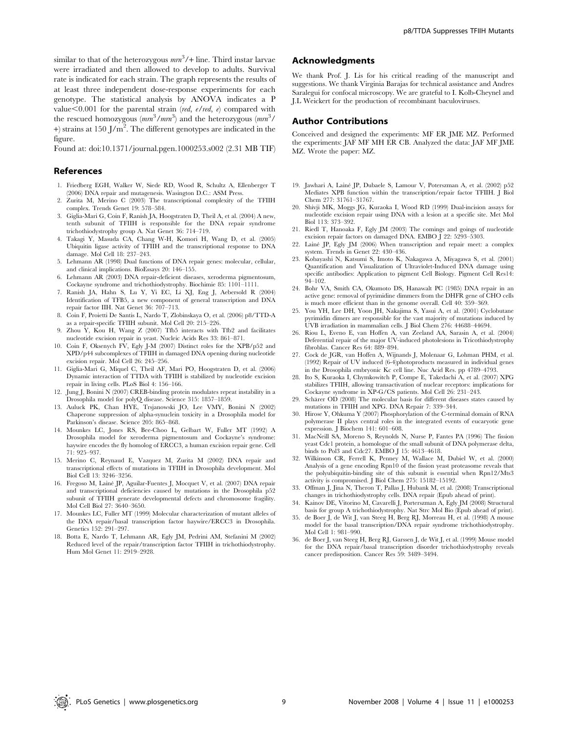similar to that of the heterozygous $mrn^3$/+ line. Third instar larvae were irradiated and then allowed to develop to adults. Survival rate is indicated for each strain. The graph represents the results of at least three independent dose-response experiments for each genotype. The statistical analysis by ANOVA indicates a P value<0.001 for the parental strain (*red, e/red, e*) compared with the rescued homozygous ($mrn^3/mrn^3$) and the heterozygous ($mrn^3$/+) strains at 150 J/m$^2$. The different genotypes are indicated in the figure.

Found at: doi:10.1371/journal.pgen.1000253.s002 (2.31 MB TIF)

## Acknowledgments

We thank Prof. J. Lis for his critical reading of the manuscript and suggestions. We thank Virginia Barajas for technical assistance and Andres Saralegui for confocal microscopy. We are grateful to I. Kolb-Cheynel and J.L Weickert for the production of recombinant baculoviruses.

## Author Contributions

Conceived and designed the experiments: MF ER JME MZ. Performed the experiments: JAF MF MH ER CB. Analyzed the data: JAF MF JME MZ. Wrote the paper: MZ.

## References

1. Friedberg EGH, Walker W, Siede RD, Wood R, Schultz A, Ellenberger T (2006) DNA repair and mutagenesis. Wasington D.C.: ASM Press.
2. Zurita M, Merino C (2003) The transcriptional complexity of the TFIIH complex. Trends Genet 19: 578–584.
3. Giglia-Mari G, Coin F, Ranish JA, Hoogstraten D, Theil A, et al. (2004) A new, tenth subunit of TFIIH is responsible for the DNA repair syndrome trichothiodystrophy group A. Nat Genet 36: 714–719.
4. Takagi Y, Masuda CA, Chang W-H, Komori H, Wang D, et al. (2005) Ubiquitin ligase activity of TFIIH and the transcriptional response to DNA damage. Mol Cell 18: 237–243.
5. Lehmann AR (1998) Dual functions of DNA repair genes: molecular, cellular, and clinical implications. BioEssays 20: 146–155.
6. Lehmann AR (2003) DNA repair-deficient diseases, xeroderma pigmentosum, Cockayne syndrome and trichothiodystrophy. Biochimie 85: 1101–1111.
7. Ranish JA, Hahn S, Lu Y, Yi EC, Li XJ, Eng J, Aebersold R (2004) Identification of TFB5, a new component of general transcription and DNA repair factor IIH. Nat Genet 36: 707–713.
8. Coin F, Proietti De Santis L, Nardo T, Zlobinskaya O, et al. (2006) p8/TTD-A as a repair-specific TFIIH subunit. Mol Cell 20: 215–226.
9. Zhou Y, Kou H, Wang Z (2007) Tfb5 interacts with Tfb2 and facilitates nucleotide excision repair in yeast. Nucleic Acids Res 33: 861–871.
10. Coin F, Oksenych FV, Egly J-M (2007) Distinct roles for the XPB/p52 and XPD/p44 subcomplexes of TFIIH in damaged DNA opening during nucleotide excision repair. Mol Cell 26: 245–256.
11. Giglia-Mari G, Miquel C, Theil AF, Mari PO, Hoogstraten D, et al. (2006) Dynamic interaction of TTDA with TFIIH is stabilized by nucleotide excision repair in living cells. PLoS Biol 4: 156–166.
12. Jung J, Bonini N (2007) CREB-binding protein modulates repeat instability in a Drosophila model for polyQ disease. Science 315: 1857–1859.
13. Auluck PK, Chan HYE, Trsjanowski JO, Lee VMY, Bonini N (2002) Chaperone suppression of alpha-synuclein toxicity in a Drosophila model for Parkinson's disease. Science 205: 865–868.
14. Mounkes LC, Jones RS, Bee-Choo L, Gelbart W, Fuller MT (1992) A Drosophila model for xeroderma pigmentosum and Cockayne's syndrome: haywire encodes the fly homolog of ERCC3, a human excision repair gene. Cell 71: 925–937.
15. Merino C, Reynaud E, Vazquez M, Zurita M (2002) DNA repair and transcriptional effects of mutations in TFIIH in Drosophila development. Mol Biol Cell 13: 3246–3256.
16. Fregoso M, Lainé JP, Aguilar-Fuentes J, Mocquet V, et al. (2007) DNA repair and transcriptional deficiencies caused by mutations in the Drosophila p52 subunit of TFIIH generate developmental defects and chromosome fragility. Mol Cell Biol 27: 3640–3650.
17. Mounkes LC, Fuller MT (1999) Molecular characterization of mutant alleles of the DNA repair/basal transcription factor haywire/ERCC3 in Drosophila. Genetics 152: 291–297.
18. Botta E, Nardo T, Lehmann AR, Egly JM, Pedrini AM, Stefanini M (2002) Reduced level of the repair/transcription factor TFIIH in trichothiodystrophy. Hum Mol Genet 11: 2919–2928.
19. Jawhari A, Lainé JP, Dubaele S, Lamour V, Poterszman A, et al. (2002) p52 Mediates XPB function within the transcription/repair factor TFIIH. J Biol Chem 277: 31761–31767.
20. Shivji MK, Moggs JG, Kuraoka I, Wood RD (1999) Dual-incision assays for nucleotide excision repair using DNA with a lesion at a specific site. Met Mol Biol 113: 373–392.
21. Riedl T, Hanoaka F, Egly JM (2003) The comings and goings of nucleotide excision repair factors on damaged DNA. EMBO J 22: 5293–5303.
22. Lainé JP, Egly JM (2006) When transcription and repair meet: a complex system. Trends in Genet 22: 430–436.
23. Kobayashi N, Katsumi S, Imoto K, Nakagawa A, Miyagawa S, et al. (2001) Quantification and Visualization of Ultraviolet-Induced DNA damage using specific antibodies: Application to pigment Cell Biology. Pigment Cell Res14: 94–102.
24. Bohr VA, Smith CA, Okumoto DS, Hanawalt PC (1985) DNA repair in an active gene: removal of pyrimidine dimmers from the DHFR gene of CHO cells is much more efficient than in the genome overall. Cell 40: 359–369.
25. You YH, Lee DH, Yoon JH, Nakajima S, Yasui A, et al. (2001) Cyclobutane pyrimidin dimers are responsible for the vast majority of mutations induced by UVB irradiation in mammalian cells. J Biol Chem 276: 44688–44694.
26. Riou L, Eveno E, van Hoffen A, van Zeeland AA, Sarasin A, et al. (2004) Deferential repair of the major UV-induced photolesions in Tricothiodystrophy fibroblas. Cancer Res 64: 889–894.
27. Cock de JGR, van Hoffen A, Wijnands J, Molenaar G, Lohman PHM, et al. (1992) Repair of UV induced (6-4)photoproducts measured in individual genes in the Drosophila embryonic Kc cell line. Nuc Acid Res. pp 4789–4793.
28. Ito S, Kuraoka I, Chymkowitch P, Compe E, Takedachi A, et al. (2007) XPG stabilizes TFIIH, allowing transactivation of nuclear receptors: implications for Cockayne syndrome in XP-G/CS patients. Mol Cell 26: 231–243.
29. Schärer OD (2008) The molecular basis for different diseases states caused by mutations in TFIIH and XPG. DNA Repair 7: 339–344.
30. Hirose Y, Ohkuma Y (2007) Phosphorylation of the C-terminal domain of RNA polymerase II plays central roles in the integrated events of eucaryotic gene expression. J Biochem 141: 601–608.
31. MacNeill SA, Moreno S, Reynolds N, Nurse P, Fantes PA (1996) The fission yeast Cdc1 protein, a homologue of the small subunit of DNA polymerase delta, binds to Pol3 and Cdc27. EMBO J 15: 4613–4618.
32. Wilkinson CR, Ferrell K, Penney M, Wallace M, Dubiel W, et al. (2000) Analysis of a gene encoding Rpn10 of the fission yeast proteasome reveals that the polyubiquitin-binding site of this subunit is essential when Rpn12/Mts3 activity is compromised. J Biol Chem 275: 15182–15192.
33. Offman J, Jina N, Theron T, Pallas J, Hubank M, et al. (2008) Transcriptional changes in trichothiodystrophy cells. DNA repair (Epub ahead of print).
34. Kainov DE, Vitorino M, Cavarelli J, Porterszman A, Egly JM (2008) Structural basis for group A trichothiodystrophy. Nat Strc Mol Bio (Epub ahead of print).
35. de Boer J, de Wit J, van Steeg H, Berg RJ, Morreau H, et al. (1998) A mouse model for the basal transcription/DNA repair syndrome trichothiodystrophy. Mol Cell 1: 981–990.
36. de Boer J, van Steeg H, Berg RJ, Garssen J, de Wit J, et al. (1999) Mouse model for the DNA repair/basal transcription disorder trichothiodystrophy reveals cancer predisposition. Cancer Res 59: 3489–3494.